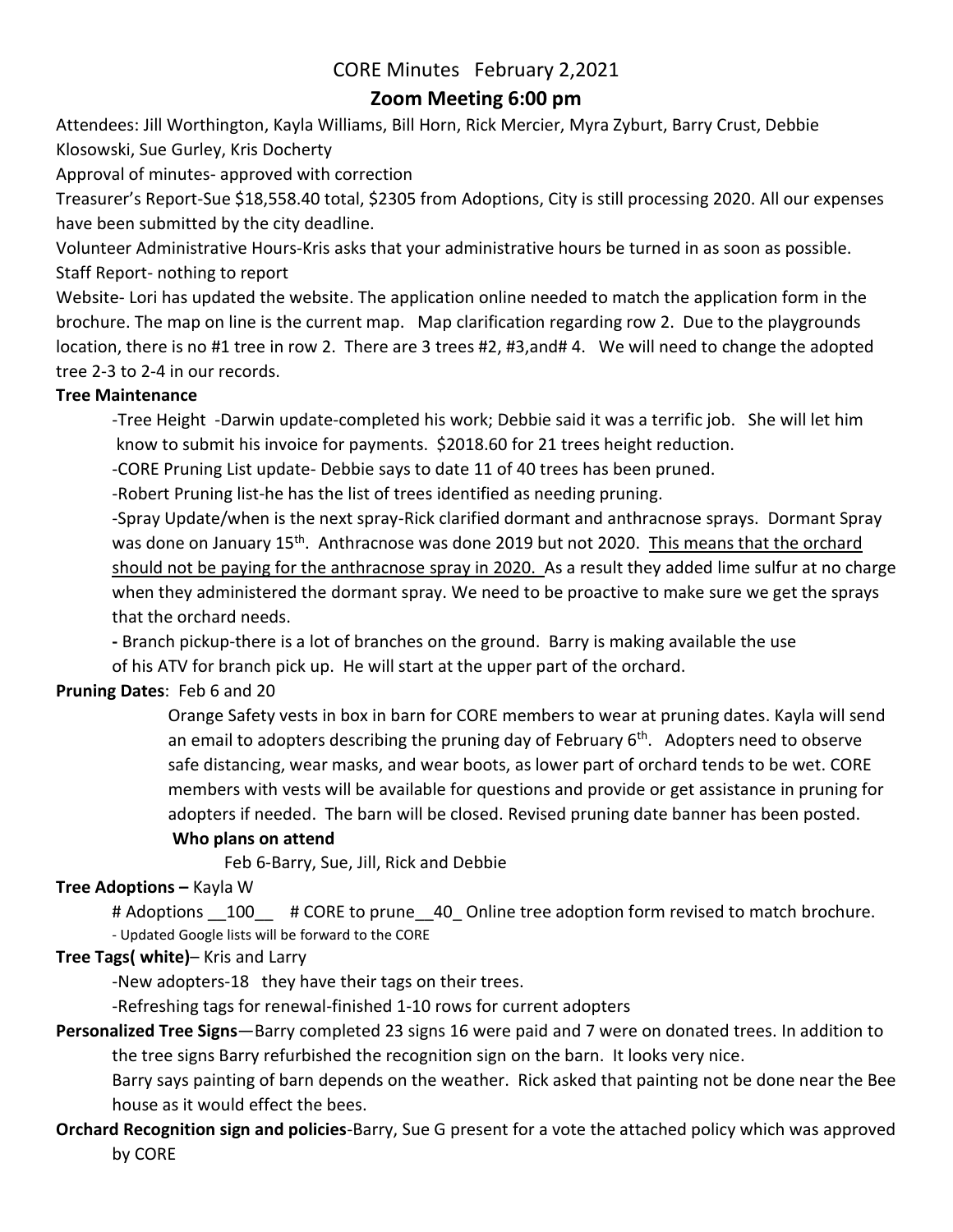CORE Minutes February 2,2021

## Zoom Meeting 6:00 pm

Attendees: Jill Worthington, Kayla Williams, Bill Horn, Rick Mercier, Myra Zyburt, Barry Crust, Debbie Klosowski, Sue Gurley, Kris Docherty

Approval of minutes- approved with correction

Treasurer's Report-Sue $18,558.40 total, $2305 from Adoptions, City is still processing 2020. All our expenses have been submitted by the city deadline.

Volunteer Administrative Hours-Kris asks that your administrative hours be turned in as soon as possible.

Staff Report- nothing to report

Website- Lori has updated the website. The application online needed to match the application form in the brochure. The map on line is the current map. Map clarification regarding row 2. Due to the playgrounds location, there is no #1 tree in row 2. There are 3 trees #2, #3,and# 4. We will need to change the adopted tree 2-3 to 2-4 in our records.

**Tree Maintenance**

-Tree Height -Darwin update-completed his work; Debbie said it was a terrific job. She will let him know to submit his invoice for payments. $2018.60 for 21 trees height reduction.

-CORE Pruning List update- Debbie says to date 11 of 40 trees has been pruned.

-Robert Pruning list-he has the list of trees identified as needing pruning.

-Spray Update/when is the next spray-Rick clarified dormant and anthracnose sprays. Dormant Spray was done on January 15th. Anthracnose was done 2019 but not 2020. <u>This means that the orchard should not be paying for the anthracnose spray in 2020.</u> As a result they added lime sulfur at no charge when they administered the dormant spray. We need to be proactive to make sure we get the sprays that the orchard needs.

**-** Branch pickup-there is a lot of branches on the ground. Barry is making available the use of his ATV for branch pick up. He will start at the upper part of the orchard.

**Pruning Dates**: Feb 6 and 20

Orange Safety vests in box in barn for CORE members to wear at pruning dates. Kayla will send an email to adopters describing the pruning day of February 6th. Adopters need to observe safe distancing, wear masks, and wear boots, as lower part of orchard tends to be wet. CORE members with vests will be available for questions and provide or get assistance in pruning for adopters if needed. The barn will be closed. Revised pruning date banner has been posted.

**Who plans on attend**

Feb 6-Barry, Sue, Jill, Rick and Debbie

**Tree Adoptions –** Kayla W

# Adoptions \_\_100\_\_ # CORE to prune\_\_40\_ Online tree adoption form revised to match brochure.

- Updated Google lists will be forward to the CORE

**Tree Tags( white)**– Kris and Larry

-New adopters-18 they have their tags on their trees.

-Refreshing tags for renewal-finished 1-10 rows for current adopters

**Personalized Tree Signs**—Barry completed 23 signs 16 were paid and 7 were on donated trees. In addition to the tree signs Barry refurbished the recognition sign on the barn. It looks very nice.

Barry says painting of barn depends on the weather. Rick asked that painting not be done near the Bee house as it would effect the bees.

**Orchard Recognition sign and policies**-Barry, Sue G present for a vote the attached policy which was approved by CORE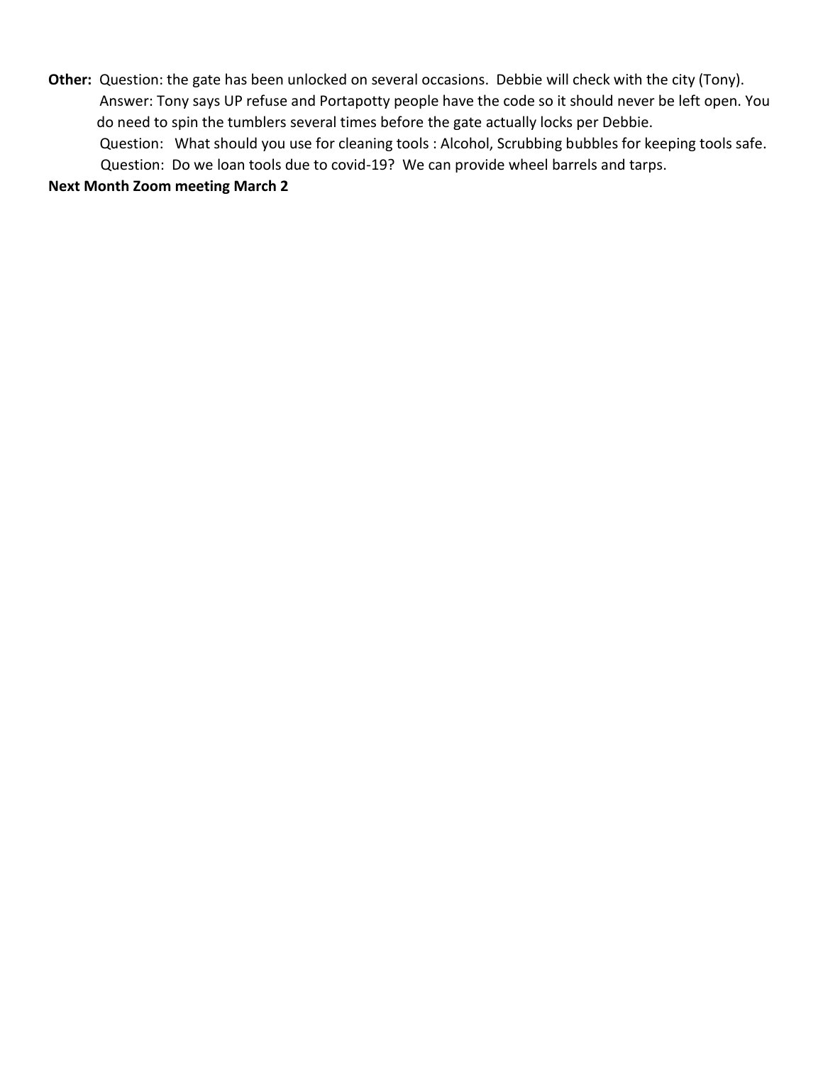**Other:** Question: the gate has been unlocked on several occasions. Debbie will check with the city (Tony).

Answer: Tony says UP refuse and Portapotty people have the code so it should never be left open. You do need to spin the tumblers several times before the gate actually locks per Debbie.

Question: What should you use for cleaning tools : Alcohol, Scrubbing bubbles for keeping tools safe.

Question: Do we loan tools due to covid-19? We can provide wheel barrels and tarps.

**Next Month Zoom meeting March 2**